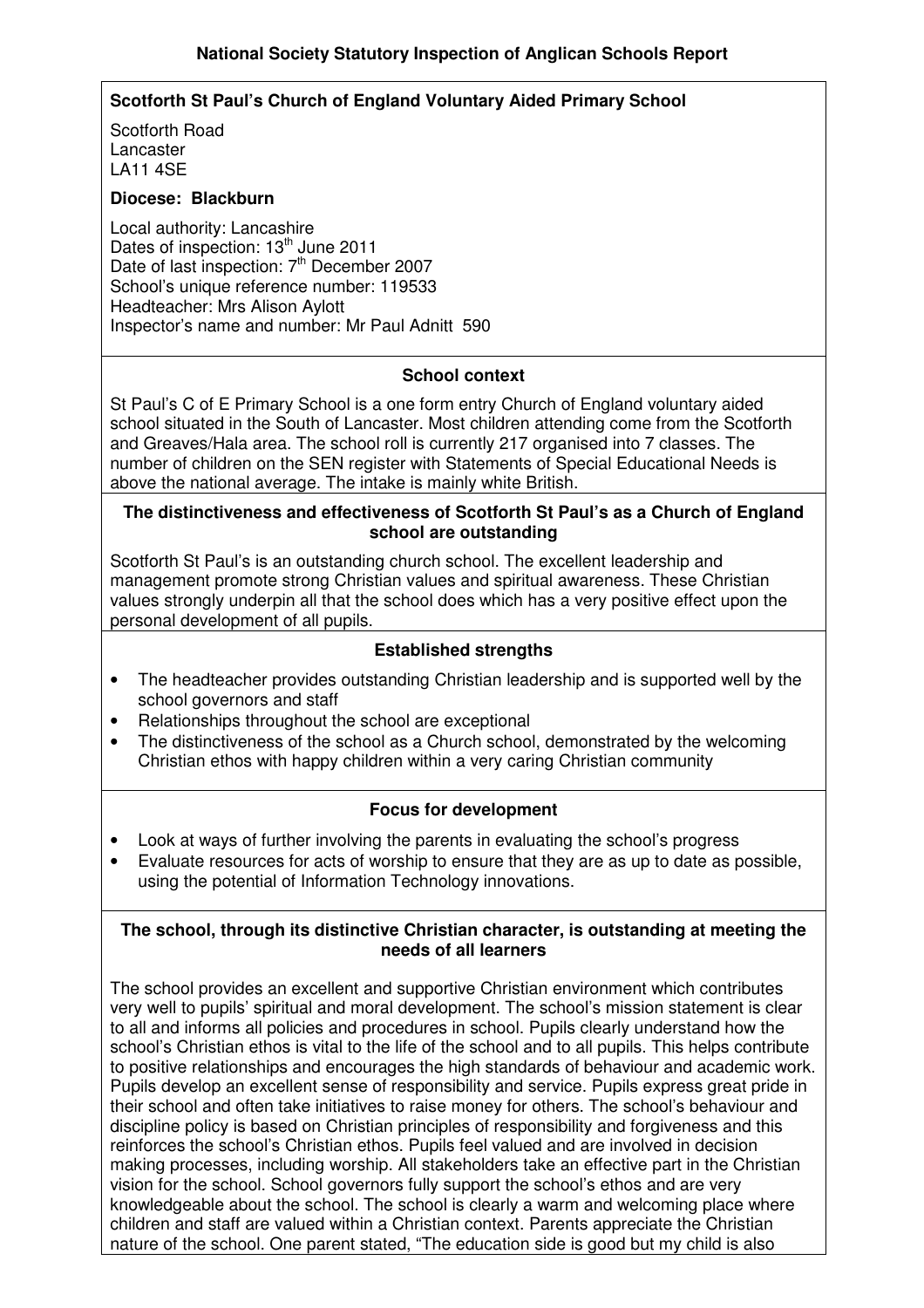# National Society Statutory Inspection of Anglican Schools Report

**Scotforth St Paul's Church of England Voluntary Aided Primary School**

Scotforth Road
Lancaster
LA11 4SE

**Diocese: Blackburn**

Local authority: Lancashire
Dates of inspection: 13th June 2011
Date of last inspection: 7th December 2007
School's unique reference number: 119533
Headteacher: Mrs Alison Aylott
Inspector's name and number: Mr Paul Adnitt 590

## School context

St Paul's C of E Primary School is a one form entry Church of England voluntary aided school situated in the South of Lancaster. Most children attending come from the Scotforth and Greaves/Hala area. The school roll is currently 217 organised into 7 classes. The number of children on the SEN register with Statements of Special Educational Needs is above the national average. The intake is mainly white British.

## The distinctiveness and effectiveness of Scotforth St Paul's as a Church of England school are outstanding

Scotforth St Paul's is an outstanding church school. The excellent leadership and management promote strong Christian values and spiritual awareness. These Christian values strongly underpin all that the school does which has a very positive effect upon the personal development of all pupils.

## Established strengths

- The headteacher provides outstanding Christian leadership and is supported well by the school governors and staff
- Relationships throughout the school are exceptional
- The distinctiveness of the school as a Church school, demonstrated by the welcoming Christian ethos with happy children within a very caring Christian community

## Focus for development

- Look at ways of further involving the parents in evaluating the school's progress
- Evaluate resources for acts of worship to ensure that they are as up to date as possible, using the potential of Information Technology innovations.

## The school, through its distinctive Christian character, is outstanding at meeting the needs of all learners

The school provides an excellent and supportive Christian environment which contributes very well to pupils' spiritual and moral development. The school's mission statement is clear to all and informs all policies and procedures in school. Pupils clearly understand how the school's Christian ethos is vital to the life of the school and to all pupils. This helps contribute to positive relationships and encourages the high standards of behaviour and academic work. Pupils develop an excellent sense of responsibility and service. Pupils express great pride in their school and often take initiatives to raise money for others. The school's behaviour and discipline policy is based on Christian principles of responsibility and forgiveness and this reinforces the school's Christian ethos. Pupils feel valued and are involved in decision making processes, including worship. All stakeholders take an effective part in the Christian vision for the school. School governors fully support the school's ethos and are very knowledgeable about the school. The school is clearly a warm and welcoming place where children and staff are valued within a Christian context. Parents appreciate the Christian nature of the school. One parent stated, "The education side is good but my child is also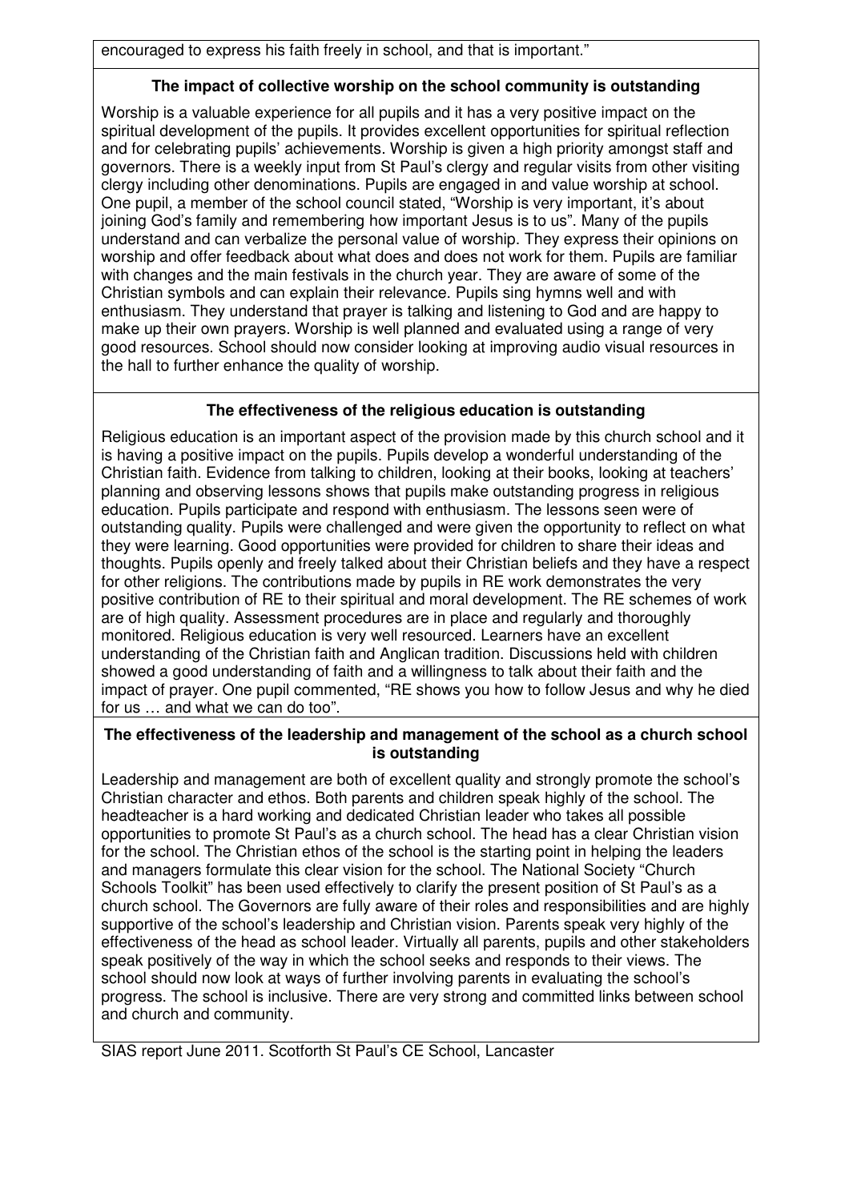encouraged to express his faith freely in school, and that is important."

### The impact of collective worship on the school community is outstanding

Worship is a valuable experience for all pupils and it has a very positive impact on the spiritual development of the pupils. It provides excellent opportunities for spiritual reflection and for celebrating pupils' achievements. Worship is given a high priority amongst staff and governors. There is a weekly input from St Paul's clergy and regular visits from other visiting clergy including other denominations. Pupils are engaged in and value worship at school. One pupil, a member of the school council stated, "Worship is very important, it's about joining God's family and remembering how important Jesus is to us". Many of the pupils understand and can verbalize the personal value of worship. They express their opinions on worship and offer feedback about what does and does not work for them. Pupils are familiar with changes and the main festivals in the church year. They are aware of some of the Christian symbols and can explain their relevance. Pupils sing hymns well and with enthusiasm. They understand that prayer is talking and listening to God and are happy to make up their own prayers. Worship is well planned and evaluated using a range of very good resources. School should now consider looking at improving audio visual resources in the hall to further enhance the quality of worship.

### The effectiveness of the religious education is outstanding

Religious education is an important aspect of the provision made by this church school and it is having a positive impact on the pupils. Pupils develop a wonderful understanding of the Christian faith. Evidence from talking to children, looking at their books, looking at teachers' planning and observing lessons shows that pupils make outstanding progress in religious education. Pupils participate and respond with enthusiasm. The lessons seen were of outstanding quality. Pupils were challenged and were given the opportunity to reflect on what they were learning. Good opportunities were provided for children to share their ideas and thoughts. Pupils openly and freely talked about their Christian beliefs and they have a respect for other religions. The contributions made by pupils in RE work demonstrates the very positive contribution of RE to their spiritual and moral development. The RE schemes of work are of high quality. Assessment procedures are in place and regularly and thoroughly monitored. Religious education is very well resourced. Learners have an excellent understanding of the Christian faith and Anglican tradition. Discussions held with children showed a good understanding of faith and a willingness to talk about their faith and the impact of prayer. One pupil commented, "RE shows you how to follow Jesus and why he died for us … and what we can do too".

### The effectiveness of the leadership and management of the school as a church school is outstanding

Leadership and management are both of excellent quality and strongly promote the school's Christian character and ethos. Both parents and children speak highly of the school. The headteacher is a hard working and dedicated Christian leader who takes all possible opportunities to promote St Paul's as a church school. The head has a clear Christian vision for the school. The Christian ethos of the school is the starting point in helping the leaders and managers formulate this clear vision for the school. The National Society "Church Schools Toolkit" has been used effectively to clarify the present position of St Paul's as a church school. The Governors are fully aware of their roles and responsibilities and are highly supportive of the school's leadership and Christian vision. Parents speak very highly of the effectiveness of the head as school leader. Virtually all parents, pupils and other stakeholders speak positively of the way in which the school seeks and responds to their views. The school should now look at ways of further involving parents in evaluating the school's progress. The school is inclusive. There are very strong and committed links between school and church and community.

SIAS report June 2011. Scotforth St Paul's CE School, Lancaster